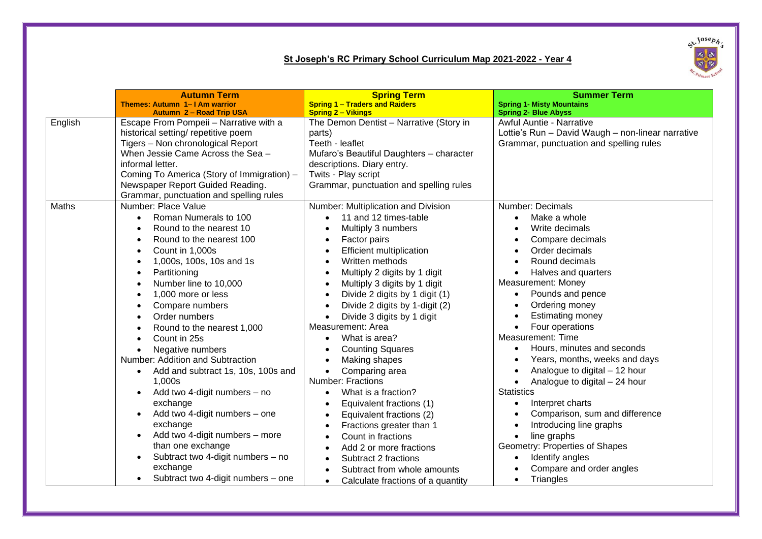# St Joseph's RC Primary School Curriculum Map 2021-2022 - Year 4

| | **Autumn Term**<br>**Themes: Autumn 1– I Am warrior**<br>**Autumn 2 – Road Trip USA** | **Spring Term**<br>**Spring 1 – Traders and Raiders**<br>**Spring 2 – Vikings** | **Summer Term**<br>**Spring 1- Misty Mountains**<br>**Spring 2- Blue Abyss** |
|---|---|---|---|
| English | Escape From Pompeii – Narrative with a historical setting/ repetitive poem<br>Tigers – Non chronological Report<br>When Jessie Came Across the Sea – informal letter.<br>Coming To America (Story of Immigration) – Newspaper Report Guided Reading.<br>Grammar, punctuation and spelling rules | The Demon Dentist – Narrative (Story in parts)<br>Teeth - leaflet<br>Mufaro's Beautiful Daughters – character descriptions. Diary entry.<br>Twits - Play script<br>Grammar, punctuation and spelling rules | Awful Auntie - Narrative<br>Lottie's Run – David Waugh – non-linear narrative<br>Grammar, punctuation and spelling rules |
| Maths | Number: Place Value<br>• Roman Numerals to 100<br>• Round to the nearest 10<br>• Round to the nearest 100<br>• Count in 1,000s<br>• 1,000s, 100s, 10s and 1s<br>• Partitioning<br>• Number line to 10,000<br>• 1,000 more or less<br>• Compare numbers<br>• Order numbers<br>• Round to the nearest 1,000<br>• Count in 25s<br>• Negative numbers<br>Number: Addition and Subtraction<br>• Add and subtract 1s, 10s, 100s and 1,000s<br>• Add two 4-digit numbers – no exchange<br>• Add two 4-digit numbers – one exchange<br>• Add two 4-digit numbers – more than one exchange<br>• Subtract two 4-digit numbers – no exchange<br>• Subtract two 4-digit numbers – one | Number: Multiplication and Division<br>• 11 and 12 times-table<br>• Multiply 3 numbers<br>• Factor pairs<br>• Efficient multiplication<br>• Written methods<br>• Multiply 2 digits by 1 digit<br>• Multiply 3 digits by 1 digit<br>• Divide 2 digits by 1 digit (1)<br>• Divide 2 digits by 1-digit (2)<br>• Divide 3 digits by 1 digit<br>Measurement: Area<br>• What is area?<br>• Counting Squares<br>• Making shapes<br>• Comparing area<br>Number: Fractions<br>• What is a fraction?<br>• Equivalent fractions (1)<br>• Equivalent fractions (2)<br>• Fractions greater than 1<br>• Count in fractions<br>• Add 2 or more fractions<br>• Subtract 2 fractions<br>• Subtract from whole amounts<br>• Calculate fractions of a quantity | Number: Decimals<br>• Make a whole<br>• Write decimals<br>• Compare decimals<br>• Order decimals<br>• Round decimals<br>• Halves and quarters<br>Measurement: Money<br>• Pounds and pence<br>• Ordering money<br>• Estimating money<br>• Four operations<br>Measurement: Time<br>• Hours, minutes and seconds<br>• Years, months, weeks and days<br>• Analogue to digital – 12 hour<br>• Analogue to digital – 24 hour<br>Statistics<br>• Interpret charts<br>• Comparison, sum and difference<br>• Introducing line graphs<br>• line graphs<br>Geometry: Properties of Shapes<br>• Identify angles<br>• Compare and order angles<br>• Triangles |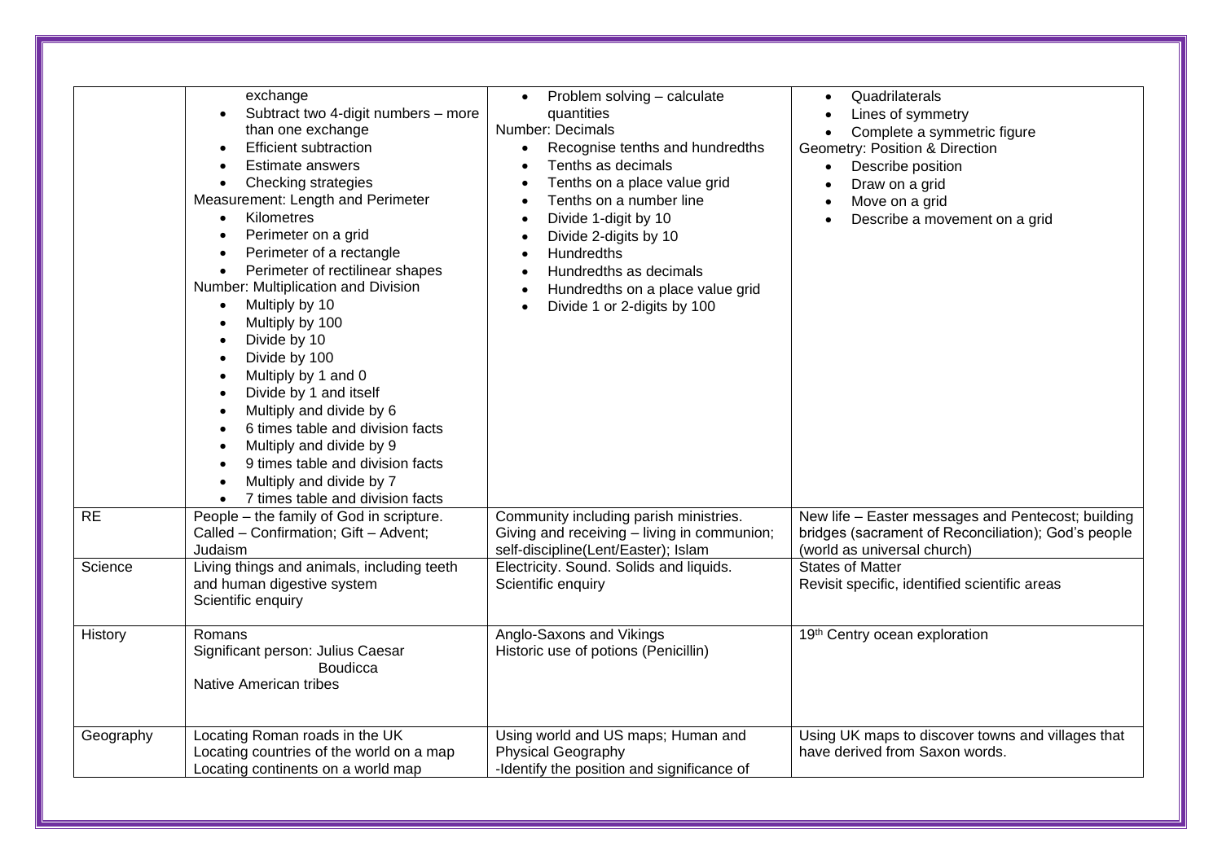| | | | |
|---|---|---|---|
| | exchange<br>• Subtract two 4-digit numbers – more than one exchange<br>• Efficient subtraction<br>• Estimate answers<br>• Checking strategies<br>Measurement: Length and Perimeter<br>• Kilometres<br>• Perimeter on a grid<br>• Perimeter of a rectangle<br>• Perimeter of rectilinear shapes<br>Number: Multiplication and Division<br>• Multiply by 10<br>• Multiply by 100<br>• Divide by 10<br>• Divide by 100<br>• Multiply by 1 and 0<br>• Divide by 1 and itself<br>• Multiply and divide by 6<br>• 6 times table and division facts<br>• Multiply and divide by 9<br>• 9 times table and division facts<br>• Multiply and divide by 7<br>• 7 times table and division facts | • Problem solving – calculate quantities<br>Number: Decimals<br>• Recognise tenths and hundredths<br>• Tenths as decimals<br>• Tenths on a place value grid<br>• Tenths on a number line<br>• Divide 1-digit by 10<br>• Divide 2-digits by 10<br>• Hundredths<br>• Hundredths as decimals<br>• Hundredths on a place value grid<br>• Divide 1 or 2-digits by 100 | • Quadrilaterals<br>• Lines of symmetry<br>• Complete a symmetric figure<br>Geometry: Position & Direction<br>• Describe position<br>• Draw on a grid<br>• Move on a grid<br>• Describe a movement on a grid |
| RE | People – the family of God in scripture. Called – Confirmation; Gift – Advent; Judaism | Community including parish ministries. Giving and receiving – living in communion; self-discipline(Lent/Easter); Islam | New life – Easter messages and Pentecost; building bridges (sacrament of Reconciliation); God's people (world as universal church) |
| Science | Living things and animals, including teeth and human digestive system<br>Scientific enquiry | Electricity. Sound. Solids and liquids.<br>Scientific enquiry | States of Matter<br>Revisit specific, identified scientific areas |
| History | Romans<br>Significant person: Julius Caesar<br>Boudicca<br>Native American tribes | Anglo-Saxons and Vikings<br>Historic use of potions (Penicillin) | 19th Centry ocean exploration |
| Geography | Locating Roman roads in the UK<br>Locating countries of the world on a map<br>Locating continents on a world map | Using world and US maps; Human and Physical Geography<br>-Identify the position and significance of | Using UK maps to discover towns and villages that have derived from Saxon words. |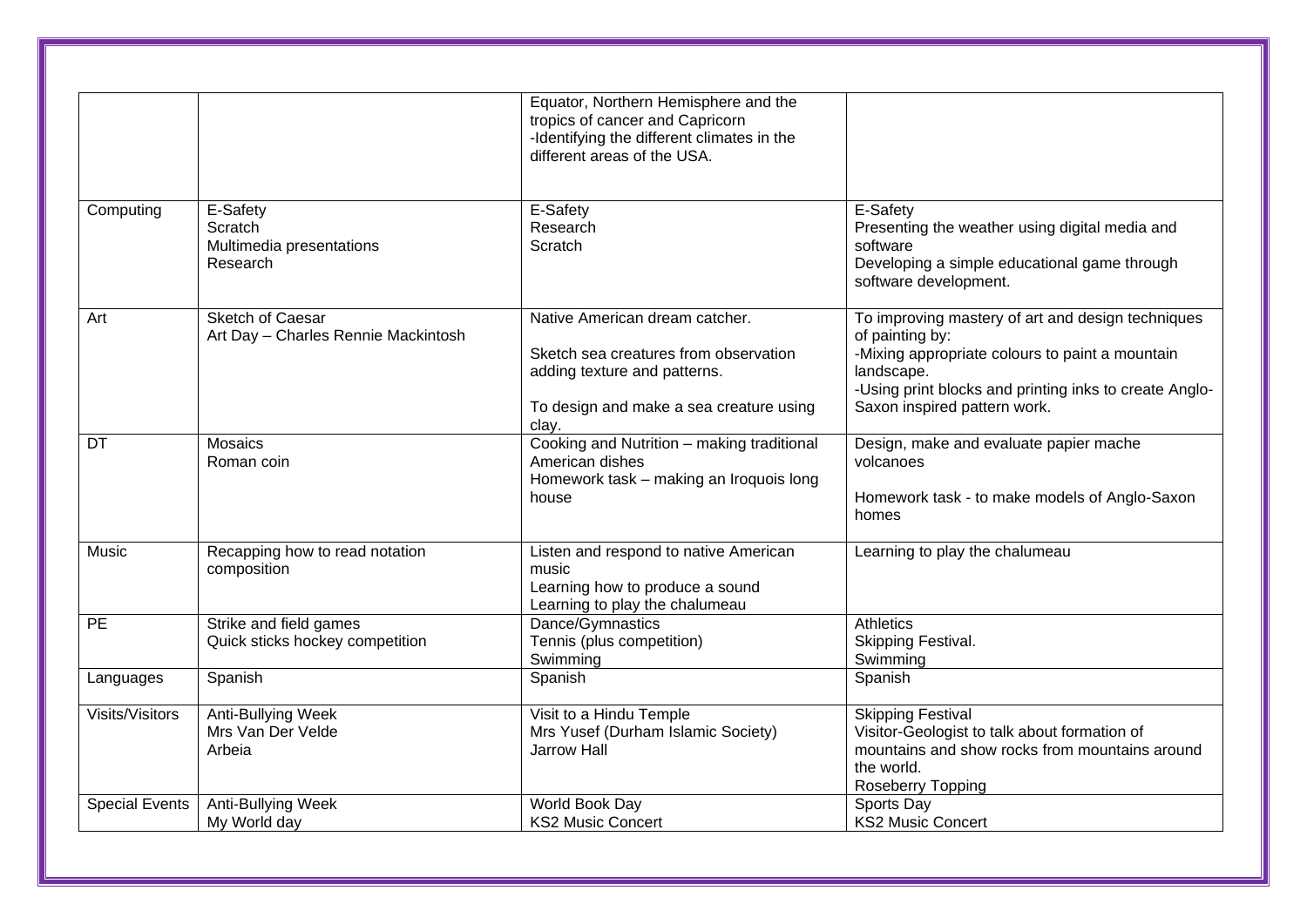| | | | |
|---|---|---|---|
| | | Equator, Northern Hemisphere and the tropics of cancer and Capricorn<br>-Identifying the different climates in the different areas of the USA. | |
| Computing | E-Safety<br>Scratch<br>Multimedia presentations<br>Research | E-Safety<br>Research<br>Scratch | E-Safety<br>Presenting the weather using digital media and software<br>Developing a simple educational game through software development. |
| Art | Sketch of Caesar<br>Art Day – Charles Rennie Mackintosh | Native American dream catcher.<br><br>Sketch sea creatures from observation adding texture and patterns.<br><br>To design and make a sea creature using clay. | To improving mastery of art and design techniques of painting by:<br>-Mixing appropriate colours to paint a mountain landscape.<br>-Using print blocks and printing inks to create Anglo-Saxon inspired pattern work. |
| DT | Mosaics<br>Roman coin | Cooking and Nutrition – making traditional American dishes<br>Homework task – making an Iroquois long house | Design, make and evaluate papier mache volcanoes<br><br>Homework task - to make models of Anglo-Saxon homes |
| Music | Recapping how to read notation composition | Listen and respond to native American music<br>Learning how to produce a sound<br>Learning to play the chalumeau | Learning to play the chalumeau |
| PE | Strike and field games<br>Quick sticks hockey competition | Dance/Gymnastics<br>Tennis (plus competition)<br>Swimming | Athletics<br>Skipping Festival.<br>Swimming |
| Languages | Spanish | Spanish | Spanish |
| Visits/Visitors | Anti-Bullying Week<br>Mrs Van Der Velde<br>Arbeia | Visit to a Hindu Temple<br>Mrs Yusef (Durham Islamic Society)<br>Jarrow Hall | Skipping Festival<br>Visitor-Geologist to talk about formation of mountains and show rocks from mountains around the world.<br>Roseberry Topping |
| Special Events | Anti-Bullying Week<br>My World day | World Book Day<br>KS2 Music Concert | Sports Day<br>KS2 Music Concert |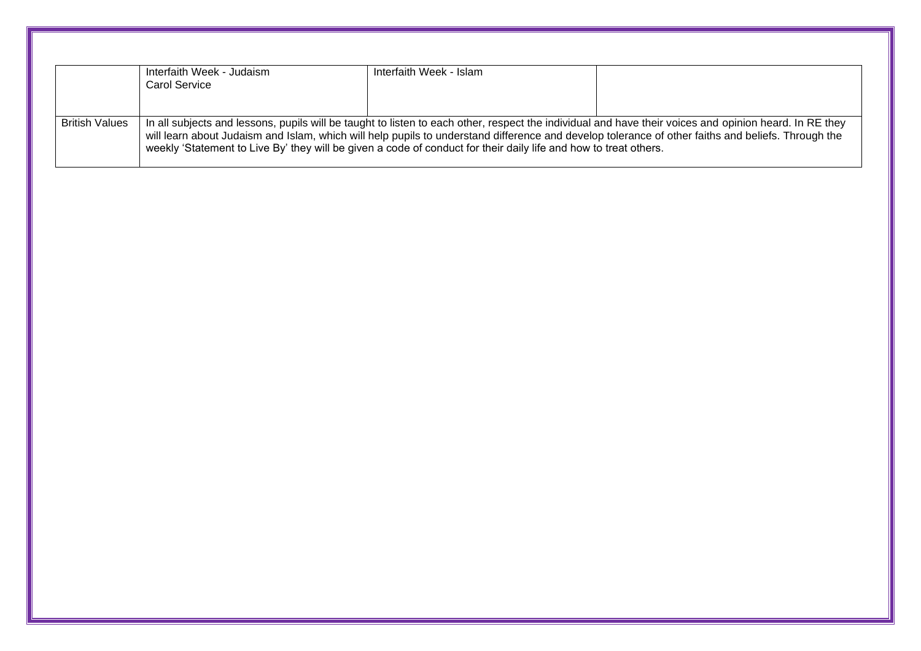| | | | |
|---|---|---|---|
| | Interfaith Week - Judaism<br>Carol Service | Interfaith Week - Islam | |
| British Values | In all subjects and lessons, pupils will be taught to listen to each other, respect the individual and have their voices and opinion heard. In RE they will learn about Judaism and Islam, which will help pupils to understand difference and develop tolerance of other faiths and beliefs. Through the weekly 'Statement to Live By' they will be given a code of conduct for their daily life and how to treat others. | | |